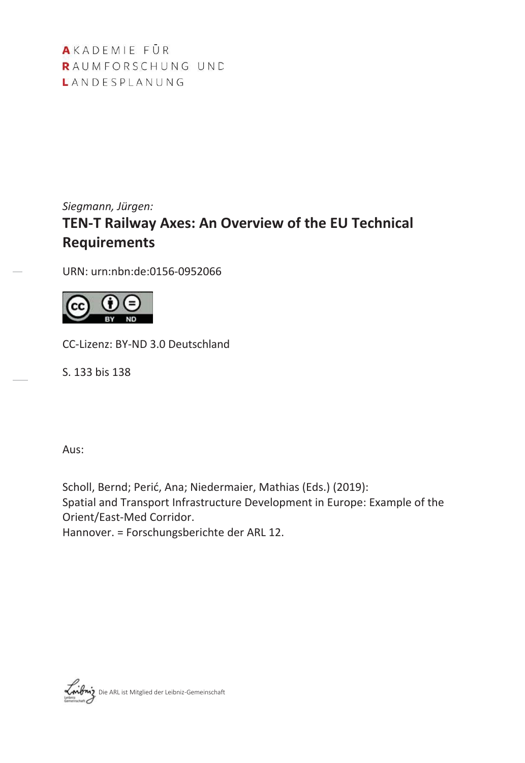AKADEMIE FÜR
RAUMFORSCHUNG UND
LANDESPLANUNG

*Siegmann, Jürgen:*

# TEN-T Railway Axes: An Overview of the EU Technical Requirements

URN: urn:nbn:de:0156-0952066

CC-Lizenz: BY-ND 3.0 Deutschland

S. 133 bis 138

Aus:

Scholl, Bernd; Perić, Ana; Niedermaier, Mathias (Eds.) (2019):
Spatial and Transport Infrastructure Development in Europe: Example of the Orient/East-Med Corridor.
Hannover. = Forschungsberichte der ARL 12.

Die ARL ist Mitglied der Leibniz-Gemeinschaft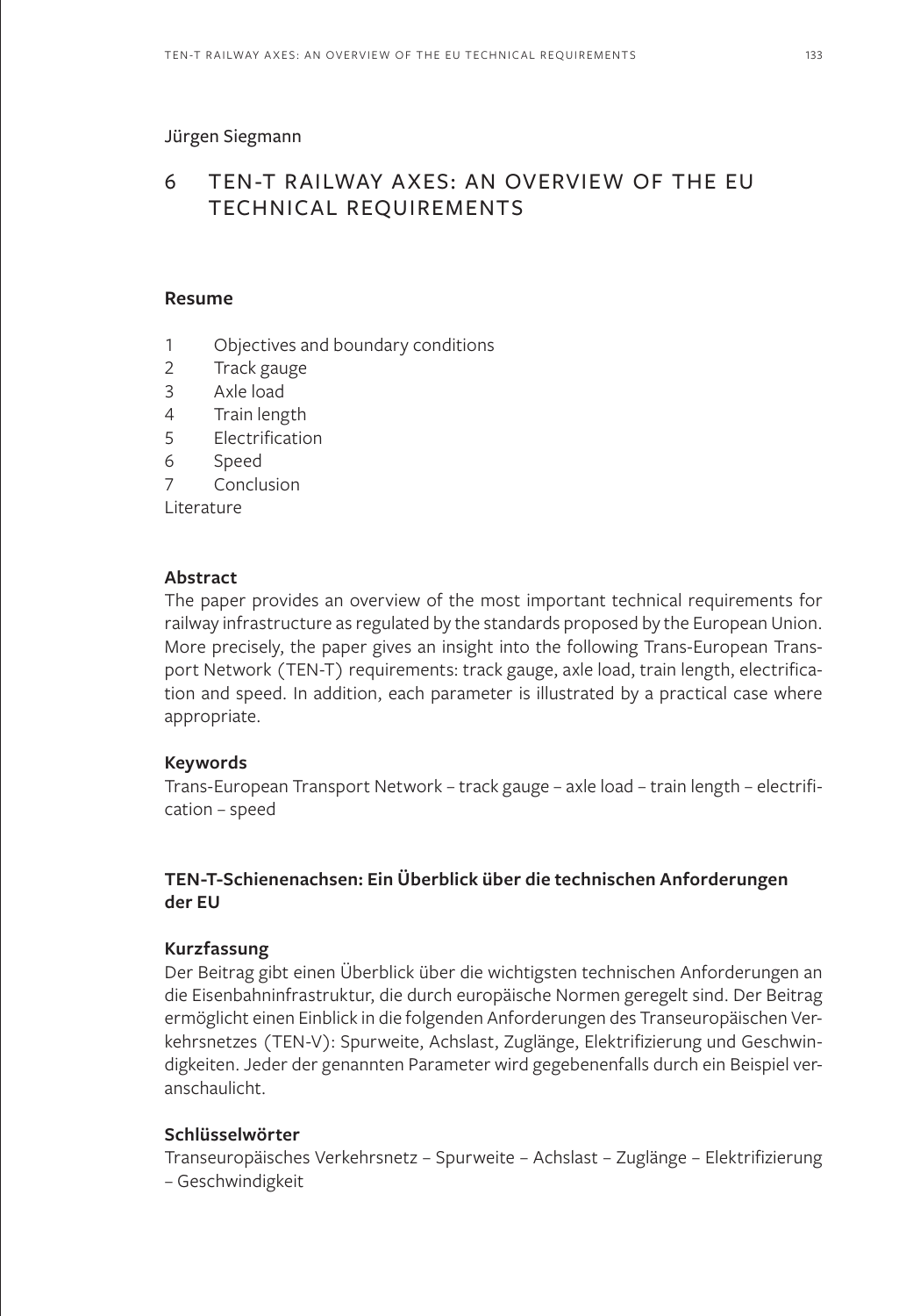Jürgen Siegmann

# 6 TEN-T RAILWAY AXES: AN OVERVIEW OF THE EU TECHNICAL REQUIREMENTS

### Resume

1 Objectives and boundary conditions
2 Track gauge
3 Axle load
4 Train length
5 Electrification
6 Speed
7 Conclusion
Literature

### Abstract

The paper provides an overview of the most important technical requirements for railway infrastructure as regulated by the standards proposed by the European Union. More precisely, the paper gives an insight into the following Trans-European Transport Network (TEN-T) requirements: track gauge, axle load, train length, electrification and speed. In addition, each parameter is illustrated by a practical case where appropriate.

### Keywords

Trans-European Transport Network – track gauge – axle load – train length – electrification – speed

### TEN-T-Schienenachsen: Ein Überblick über die technischen Anforderungen der EU

### Kurzfassung

Der Beitrag gibt einen Überblick über die wichtigsten technischen Anforderungen an die Eisenbahninfrastruktur, die durch europäische Normen geregelt sind. Der Beitrag ermöglicht einen Einblick in die folgenden Anforderungen des Transeuropäischen Verkehrsnetzes (TEN-V): Spurweite, Achslast, Zuglänge, Elektrifizierung und Geschwindigkeiten. Jeder der genannten Parameter wird gegebenenfalls durch ein Beispiel veranschaulicht.

### Schlüsselwörter

Transeuropäisches Verkehrsnetz – Spurweite – Achslast – Zuglänge – Elektrifizierung – Geschwindigkeit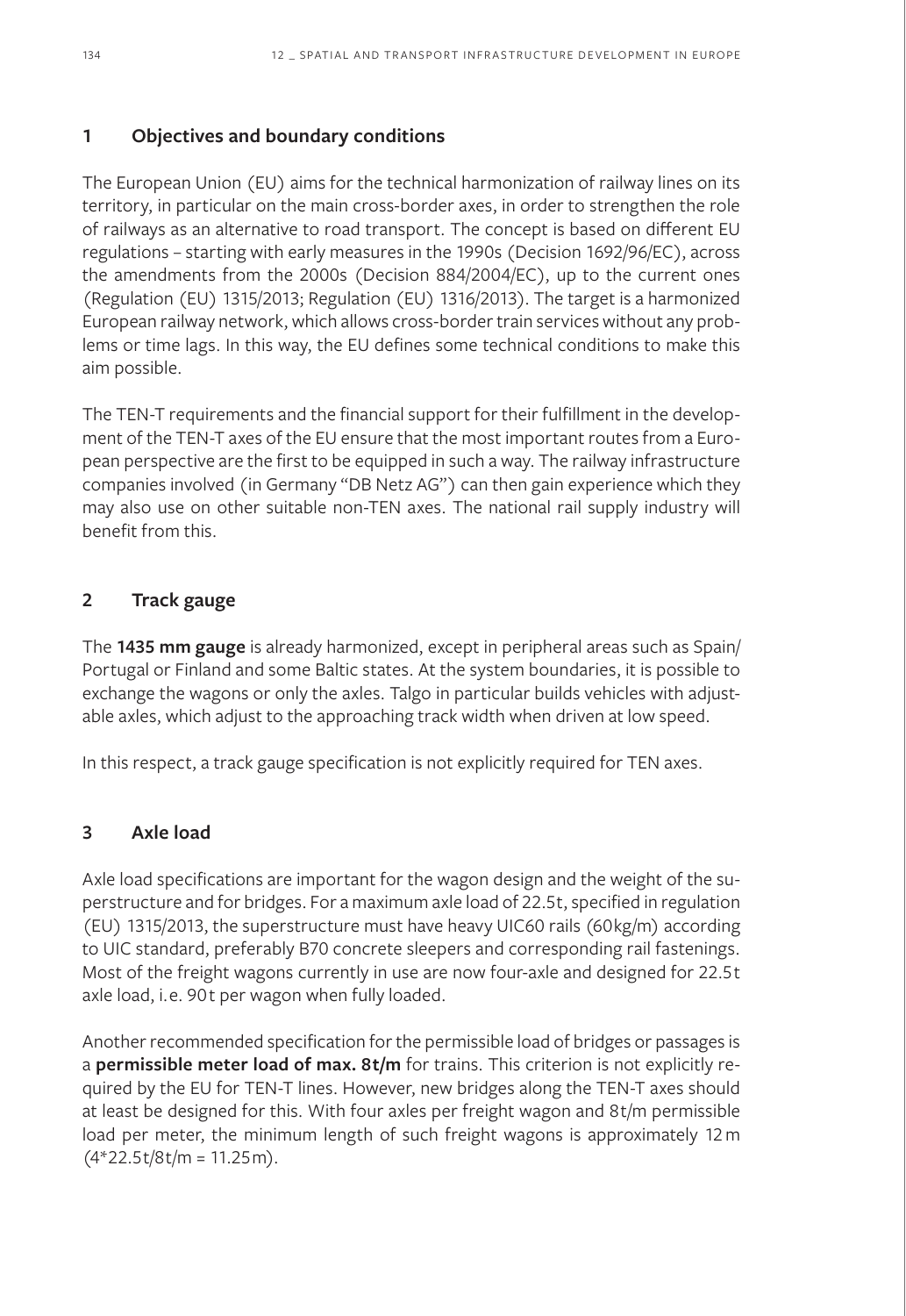## 1 Objectives and boundary conditions

The European Union (EU) aims for the technical harmonization of railway lines on its territory, in particular on the main cross-border axes, in order to strengthen the role of railways as an alternative to road transport. The concept is based on different EU regulations – starting with early measures in the 1990s (Decision 1692/96/EC), across the amendments from the 2000s (Decision 884/2004/EC), up to the current ones (Regulation (EU) 1315/2013; Regulation (EU) 1316/2013). The target is a harmonized European railway network, which allows cross-border train services without any problems or time lags. In this way, the EU defines some technical conditions to make this aim possible.

The TEN-T requirements and the financial support for their fulfillment in the development of the TEN-T axes of the EU ensure that the most important routes from a European perspective are the first to be equipped in such a way. The railway infrastructure companies involved (in Germany "DB Netz AG") can then gain experience which they may also use on other suitable non-TEN axes. The national rail supply industry will benefit from this.

## 2 Track gauge

The **1435 mm gauge** is already harmonized, except in peripheral areas such as Spain/ Portugal or Finland and some Baltic states. At the system boundaries, it is possible to exchange the wagons or only the axles. Talgo in particular builds vehicles with adjustable axles, which adjust to the approaching track width when driven at low speed.

In this respect, a track gauge specification is not explicitly required for TEN axes.

## 3 Axle load

Axle load specifications are important for the wagon design and the weight of the superstructure and for bridges. For a maximum axle load of 22.5t, specified in regulation (EU) 1315/2013, the superstructure must have heavy UIC60 rails (60kg/m) according to UIC standard, preferably B70 concrete sleepers and corresponding rail fastenings. Most of the freight wagons currently in use are now four-axle and designed for 22.5t axle load, i.e. 90t per wagon when fully loaded.

Another recommended specification for the permissible load of bridges or passages is a **permissible meter load of max. 8t/m** for trains. This criterion is not explicitly required by the EU for TEN-T lines. However, new bridges along the TEN-T axes should at least be designed for this. With four axles per freight wagon and 8t/m permissible load per meter, the minimum length of such freight wagons is approximately 12m (4*22.5t/8t/m = 11.25m).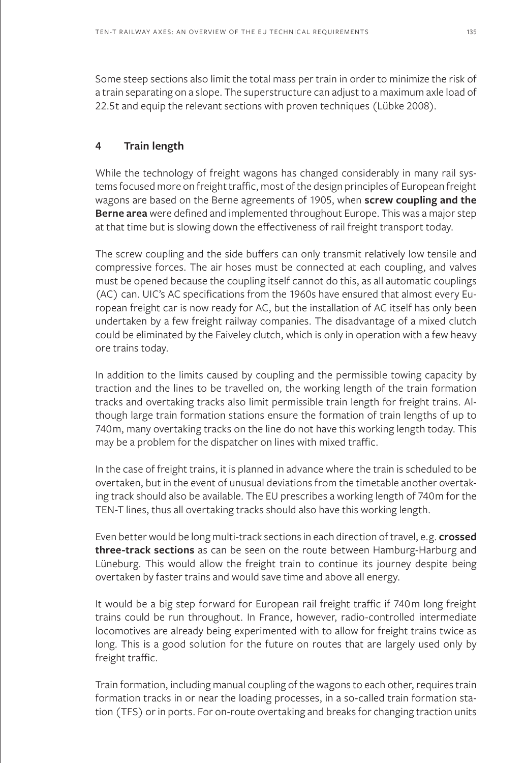Some steep sections also limit the total mass per train in order to minimize the risk of a train separating on a slope. The superstructure can adjust to a maximum axle load of 22.5t and equip the relevant sections with proven techniques (Lübke 2008).

## 4 Train length

While the technology of freight wagons has changed considerably in many rail systems focused more on freight traffic, most of the design principles of European freight wagons are based on the Berne agreements of 1905, when **screw coupling and the Berne area** were defined and implemented throughout Europe. This was a major step at that time but is slowing down the effectiveness of rail freight transport today.

The screw coupling and the side buffers can only transmit relatively low tensile and compressive forces. The air hoses must be connected at each coupling, and valves must be opened because the coupling itself cannot do this, as all automatic couplings (AC) can. UIC's AC specifications from the 1960s have ensured that almost every European freight car is now ready for AC, but the installation of AC itself has only been undertaken by a few freight railway companies. The disadvantage of a mixed clutch could be eliminated by the Faiveley clutch, which is only in operation with a few heavy ore trains today.

In addition to the limits caused by coupling and the permissible towing capacity by traction and the lines to be travelled on, the working length of the train formation tracks and overtaking tracks also limit permissible train length for freight trains. Although large train formation stations ensure the formation of train lengths of up to 740m, many overtaking tracks on the line do not have this working length today. This may be a problem for the dispatcher on lines with mixed traffic.

In the case of freight trains, it is planned in advance where the train is scheduled to be overtaken, but in the event of unusual deviations from the timetable another overtaking track should also be available. The EU prescribes a working length of 740m for the TEN-T lines, thus all overtaking tracks should also have this working length.

Even better would be long multi-track sections in each direction of travel, e.g. **crossed three-track sections** as can be seen on the route between Hamburg-Harburg and Lüneburg. This would allow the freight train to continue its journey despite being overtaken by faster trains and would save time and above all energy.

It would be a big step forward for European rail freight traffic if 740m long freight trains could be run throughout. In France, however, radio-controlled intermediate locomotives are already being experimented with to allow for freight trains twice as long. This is a good solution for the future on routes that are largely used only by freight traffic.

Train formation, including manual coupling of the wagons to each other, requires train formation tracks in or near the loading processes, in a so-called train formation station (TFS) or in ports. For on-route overtaking and breaks for changing traction units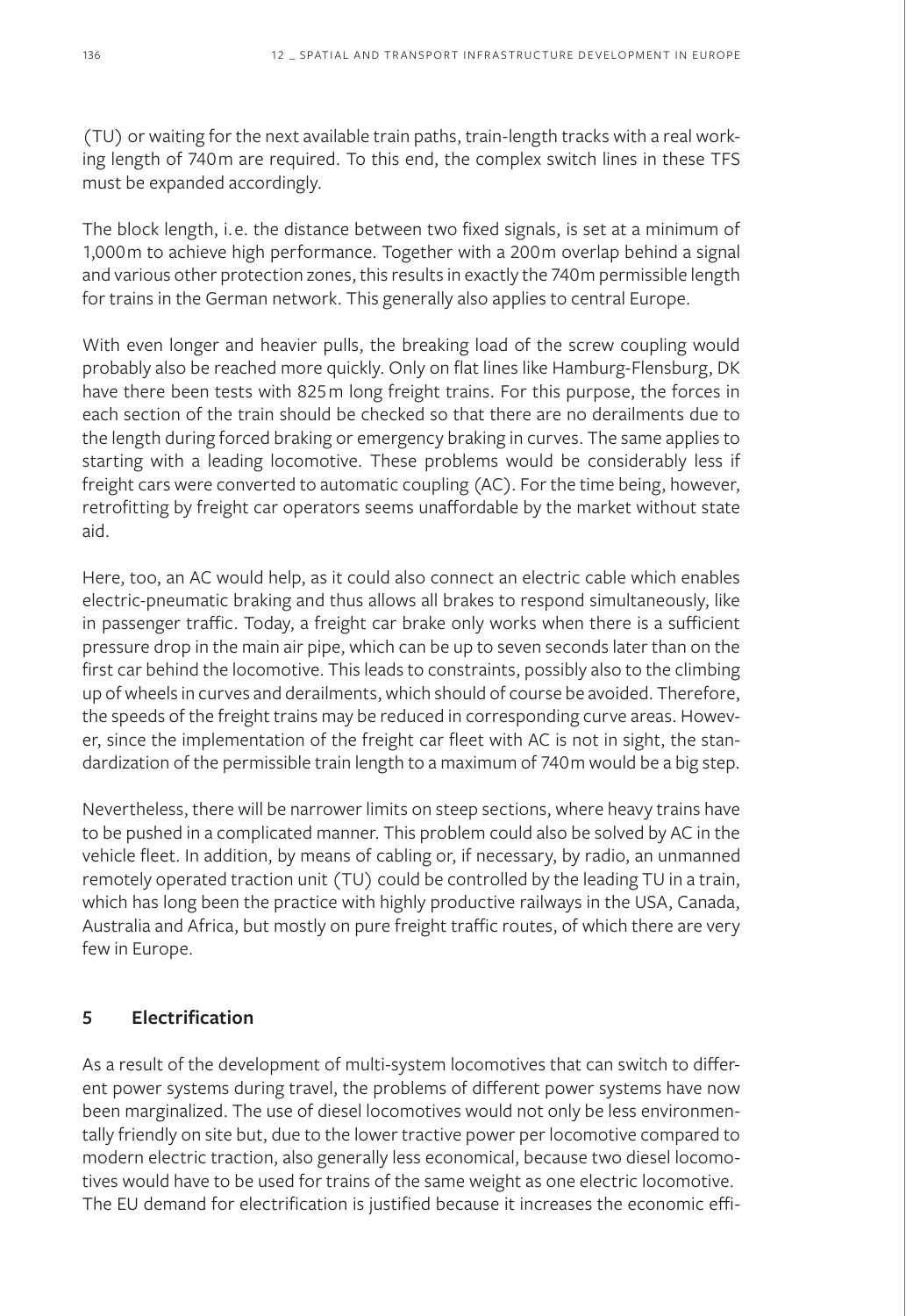(TU) or waiting for the next available train paths, train-length tracks with a real working length of 740 m are required. To this end, the complex switch lines in these TFS must be expanded accordingly.

The block length, i. e. the distance between two fixed signals, is set at a minimum of 1,000 m to achieve high performance. Together with a 200 m overlap behind a signal and various other protection zones, this results in exactly the 740 m permissible length for trains in the German network. This generally also applies to central Europe.

With even longer and heavier pulls, the breaking load of the screw coupling would probably also be reached more quickly. Only on flat lines like Hamburg-Flensburg, DK have there been tests with 825 m long freight trains. For this purpose, the forces in each section of the train should be checked so that there are no derailments due to the length during forced braking or emergency braking in curves. The same applies to starting with a leading locomotive. These problems would be considerably less if freight cars were converted to automatic coupling (AC). For the time being, however, retrofitting by freight car operators seems unaffordable by the market without state aid.

Here, too, an AC would help, as it could also connect an electric cable which enables electric-pneumatic braking and thus allows all brakes to respond simultaneously, like in passenger traffic. Today, a freight car brake only works when there is a sufficient pressure drop in the main air pipe, which can be up to seven seconds later than on the first car behind the locomotive. This leads to constraints, possibly also to the climbing up of wheels in curves and derailments, which should of course be avoided. Therefore, the speeds of the freight trains may be reduced in corresponding curve areas. However, since the implementation of the freight car fleet with AC is not in sight, the standardization of the permissible train length to a maximum of 740 m would be a big step.

Nevertheless, there will be narrower limits on steep sections, where heavy trains have to be pushed in a complicated manner. This problem could also be solved by AC in the vehicle fleet. In addition, by means of cabling or, if necessary, by radio, an unmanned remotely operated traction unit (TU) could be controlled by the leading TU in a train, which has long been the practice with highly productive railways in the USA, Canada, Australia and Africa, but mostly on pure freight traffic routes, of which there are very few in Europe.

## 5 Electrification

As a result of the development of multi-system locomotives that can switch to different power systems during travel, the problems of different power systems have now been marginalized. The use of diesel locomotives would not only be less environmentally friendly on site but, due to the lower tractive power per locomotive compared to modern electric traction, also generally less economical, because two diesel locomotives would have to be used for trains of the same weight as one electric locomotive. The EU demand for electrification is justified because it increases the economic effi-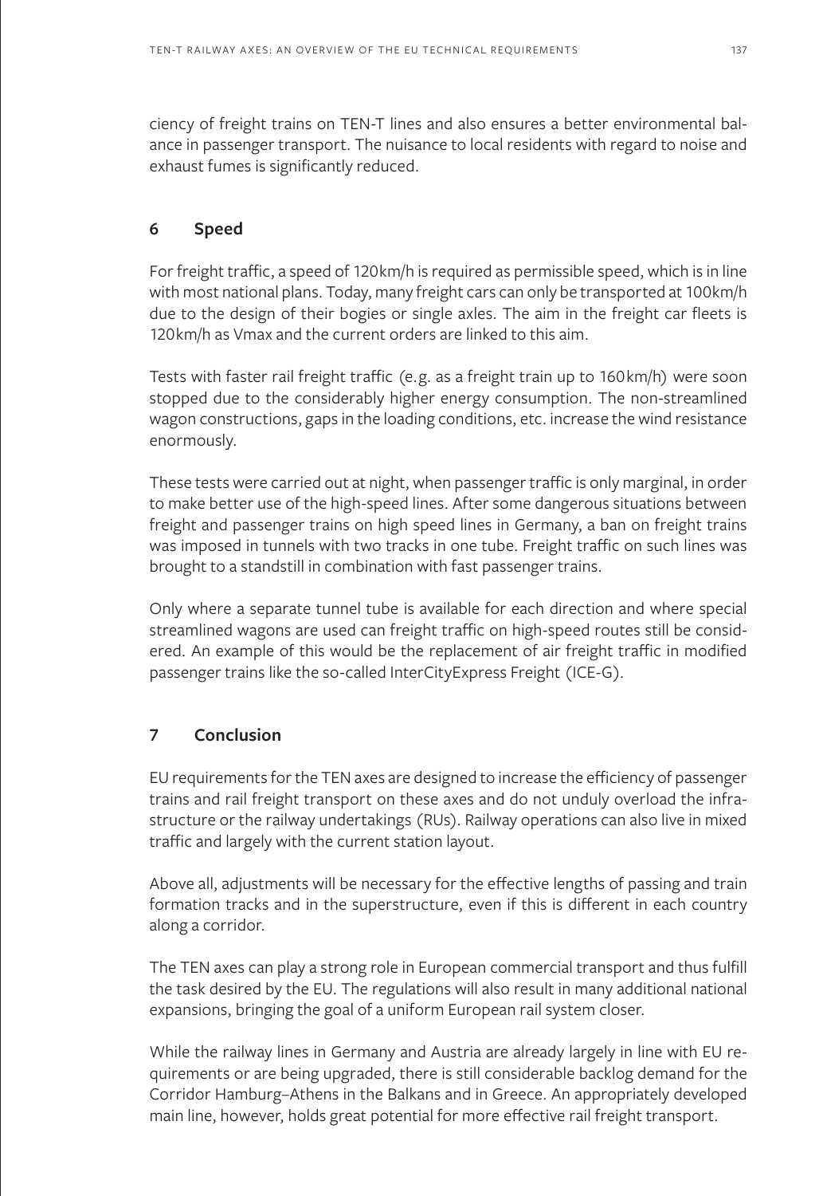ciency of freight trains on TEN-T lines and also ensures a better environmental balance in passenger transport. The nuisance to local residents with regard to noise and exhaust fumes is significantly reduced.

## 6 Speed

For freight traffic, a speed of 120km/h is required as permissible speed, which is in line with most national plans. Today, many freight cars can only be transported at 100km/h due to the design of their bogies or single axles. The aim in the freight car fleets is 120km/h as Vmax and the current orders are linked to this aim.

Tests with faster rail freight traffic (e.g. as a freight train up to 160km/h) were soon stopped due to the considerably higher energy consumption. The non-streamlined wagon constructions, gaps in the loading conditions, etc. increase the wind resistance enormously.

These tests were carried out at night, when passenger traffic is only marginal, in order to make better use of the high-speed lines. After some dangerous situations between freight and passenger trains on high speed lines in Germany, a ban on freight trains was imposed in tunnels with two tracks in one tube. Freight traffic on such lines was brought to a standstill in combination with fast passenger trains.

Only where a separate tunnel tube is available for each direction and where special streamlined wagons are used can freight traffic on high-speed routes still be considered. An example of this would be the replacement of air freight traffic in modified passenger trains like the so-called InterCityExpress Freight (ICE-G).

## 7 Conclusion

EU requirements for the TEN axes are designed to increase the efficiency of passenger trains and rail freight transport on these axes and do not unduly overload the infrastructure or the railway undertakings (RUs). Railway operations can also live in mixed traffic and largely with the current station layout.

Above all, adjustments will be necessary for the effective lengths of passing and train formation tracks and in the superstructure, even if this is different in each country along a corridor.

The TEN axes can play a strong role in European commercial transport and thus fulfill the task desired by the EU. The regulations will also result in many additional national expansions, bringing the goal of a uniform European rail system closer.

While the railway lines in Germany and Austria are already largely in line with EU requirements or are being upgraded, there is still considerable backlog demand for the Corridor Hamburg–Athens in the Balkans and in Greece. An appropriately developed main line, however, holds great potential for more effective rail freight transport.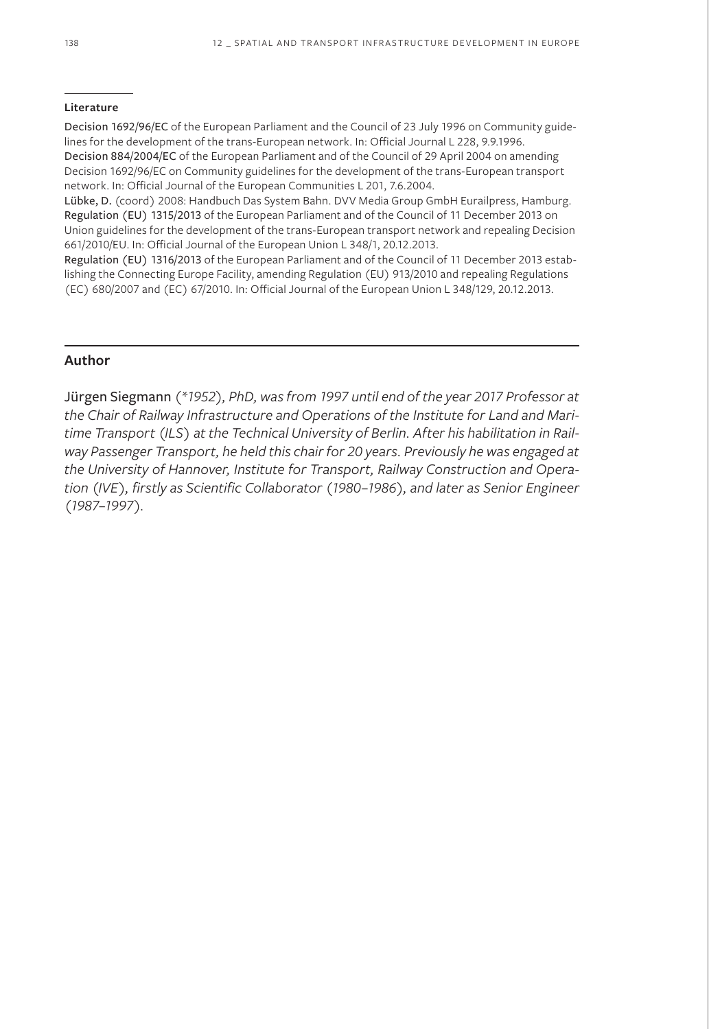### Literature

**Decision 1692/96/EC** of the European Parliament and the Council of 23 July 1996 on Community guidelines for the development of the trans-European network. In: Official Journal L 228, 9.9.1996.
**Decision 884/2004/EC** of the European Parliament and of the Council of 29 April 2004 on amending Decision 1692/96/EC on Community guidelines for the development of the trans-European transport network. In: Official Journal of the European Communities L 201, 7.6.2004.
**Lübke, D.** (coord) 2008: Handbuch Das System Bahn. DVV Media Group GmbH Eurailpress, Hamburg.
**Regulation (EU) 1315/2013** of the European Parliament and of the Council of 11 December 2013 on Union guidelines for the development of the trans-European transport network and repealing Decision 661/2010/EU. In: Official Journal of the European Union L 348/1, 20.12.2013.
**Regulation (EU) 1316/2013** of the European Parliament and of the Council of 11 December 2013 establishing the Connecting Europe Facility, amending Regulation (EU) 913/2010 and repealing Regulations (EC) 680/2007 and (EC) 67/2010. In: Official Journal of the European Union L 348/129, 20.12.2013.

## Author

Jürgen Siegmann *(\*1952), PhD, was from 1997 until end of the year 2017 Professor at the Chair of Railway Infrastructure and Operations of the Institute for Land and Maritime Transport (ILS) at the Technical University of Berlin. After his habilitation in Railway Passenger Transport, he held this chair for 20 years. Previously he was engaged at the University of Hannover, Institute for Transport, Railway Construction and Operation (IVE), firstly as Scientific Collaborator (1980–1986), and later as Senior Engineer (1987–1997).*